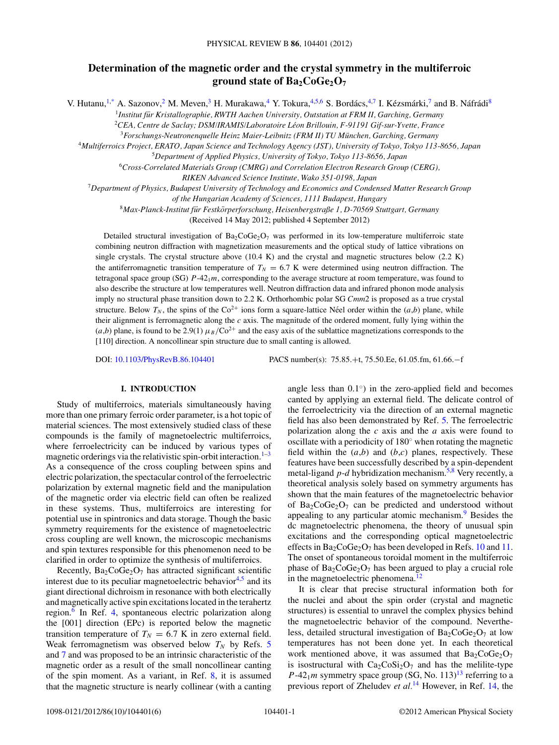# Determination of the magnetic order and the crystal symmetry in the multiferroic ground state of $Ba_2CoGe_2O_7$

V. Hutanu,[1,*] A. Sazonov,[2] M. Meven,[3] H. Murakawa,[4] Y. Tokura,[4,5,6] S. Bordács,[4,7] I. Kézsmárki,[7] and B. Náfrádi[8]

[1]Institut für Kristallographie, RWTH Aachen University, Outstation at FRM II, Garching, Germany
[2]CEA, Centre de Saclay; DSM/IRAMIS/Laboratoire Léon Brillouin, F-91191 Gif-sur-Yvette, France
[3]Forschungs-Neutronenquelle Heinz Maier-Leibnitz (FRM II) TU München, Garching, Germany
[4]Multiferroics Project, ERATO, Japan Science and Technology Agency (JST), University of Tokyo, Tokyo 113-8656, Japan
[5]Department of Applied Physics, University of Tokyo, Tokyo 113-8656, Japan
[6]Cross-Correlated Materials Group (CMRG) and Correlation Electron Research Group (CERG), RIKEN Advanced Science Institute, Wako 351-0198, Japan
[7]Department of Physics, Budapest University of Technology and Economics and Condensed Matter Research Group of the Hungarian Academy of Sciences, 1111 Budapest, Hungary
[8]Max-Planck-Institut für Festkörperforschung, Heisenbergstraße 1, D-70569 Stuttgart, Germany

(Received 14 May 2012; published 4 September 2012)

Detailed structural investigation of $Ba_2CoGe_2O_7$ was performed in its low-temperature multiferroic state combining neutron diffraction with magnetization measurements and the optical study of lattice vibrations on single crystals. The crystal structure above (10.4 K) and the crystal and magnetic structures below (2.2 K) the antiferromagnetic transition temperature of $T_N = 6.7$ K were determined using neutron diffraction. The tetragonal space group (SG) $P\text{-}42_1m$, corresponding to the average structure at room temperature, was found to also describe the structure at low temperatures well. Neutron diffraction data and infrared phonon mode analysis imply no structural phase transition down to 2.2 K. Orthorhombic polar SG *Cmm*2 is proposed as a true crystal structure. Below $T_N$, the spins of the $Co^{2+}$ ions form a square-lattice Néel order within the (*a*,*b*) plane, while their alignment is ferromagnetic along the *c* axis. The magnitude of the ordered moment, fully lying within the (*a*,*b*) plane, is found to be 2.9(1) $\mu_B/Co^{2+}$ and the easy axis of the sublattice magnetizations corresponds to the [110] direction. A noncollinear spin structure due to small canting is allowed.

DOI: 10.1103/PhysRevB.86.104401 PACS number(s): 75.85.+t, 75.50.Ee, 61.05.fm, 61.66.−f

## I. INTRODUCTION

Study of multiferroics, materials simultaneously having more than one primary ferroic order parameter, is a hot topic of material sciences. The most extensively studied class of these compounds is the family of magnetoelectric multiferroics, where ferroelectricity can be induced by various types of magnetic orderings via the relativistic spin-orbit interaction.[1–3] As a consequence of the cross coupling between spins and electric polarization, the spectacular control of the ferroelectric polarization by external magnetic field and the manipulation of the magnetic order via electric field can often be realized in these systems. Thus, multiferroics are interesting for potential use in spintronics and data storage. Though the basic symmetry requirements for the existence of magnetoelectric cross coupling are well known, the microscopic mechanisms and spin textures responsible for this phenomenon need to be clarified in order to optimize the synthesis of multiferroics.

Recently, $Ba_2CoGe_2O_7$ has attracted significant scientific interest due to its peculiar magnetoelectric behavior[4,5] and its giant directional dichroism in resonance with both electrically and magnetically active spin excitations located in the terahertz region.[6] In Ref. 4, spontaneous electric polarization along the [001] direction (EPc) is reported below the magnetic transition temperature of $T_N = 6.7$ K in zero external field. Weak ferromagnetism was observed below $T_N$ by Refs. 5 and 7 and was proposed to be an intrinsic characteristic of the magnetic order as a result of the small noncollinear canting of the spin moment. As a variant, in Ref. 8, it is assumed that the magnetic structure is nearly collinear (with a canting angle less than 0.1°) in the zero-applied field and becomes canted by applying an external field. The delicate control of the ferroelectricity via the direction of an external magnetic field has also been demonstrated by Ref. 5. The ferroelectric polarization along the *c* axis and the *a* axis were found to oscillate with a periodicity of 180° when rotating the magnetic field within the (*a*,*b*) and (*b*,*c*) planes, respectively. These features have been successfully described by a spin-dependent metal-ligand *p*-*d* hybridization mechanism.[5,8] Very recently, a theoretical analysis solely based on symmetry arguments has shown that the main features of the magnetoelectric behavior of $Ba_2CoGe_2O_7$ can be predicted and understood without appealing to any particular atomic mechanism.[9] Besides the dc magnetoelectric phenomena, the theory of unusual spin excitations and the corresponding optical magnetoelectric effects in $Ba_2CoGe_2O_7$ has been developed in Refs. 10 and 11. The onset of spontaneous toroidal moment in the multiferroic phase of $Ba_2CoGe_2O_7$ has been argued to play a crucial role in the magnetoelectric phenomena.[12]

It is clear that precise structural information both for the nuclei and about the spin order (crystal and magnetic structures) is essential to unravel the complex physics behind the magnetoelectric behavior of the compound. Nevertheless, detailed structural investigation of $Ba_2CoGe_2O_7$ at low temperatures has not been done yet. In each theoretical work mentioned above, it was assumed that $Ba_2CoGe_2O_7$ is isostructural with $Ca_2CoSi_2O_7$ and has the melilite-type $P\text{-}42_1m$ symmetry space group (SG, No. 113)[13] referring to a previous report of Zheludev *et al.*[14] However, in Ref. 14, the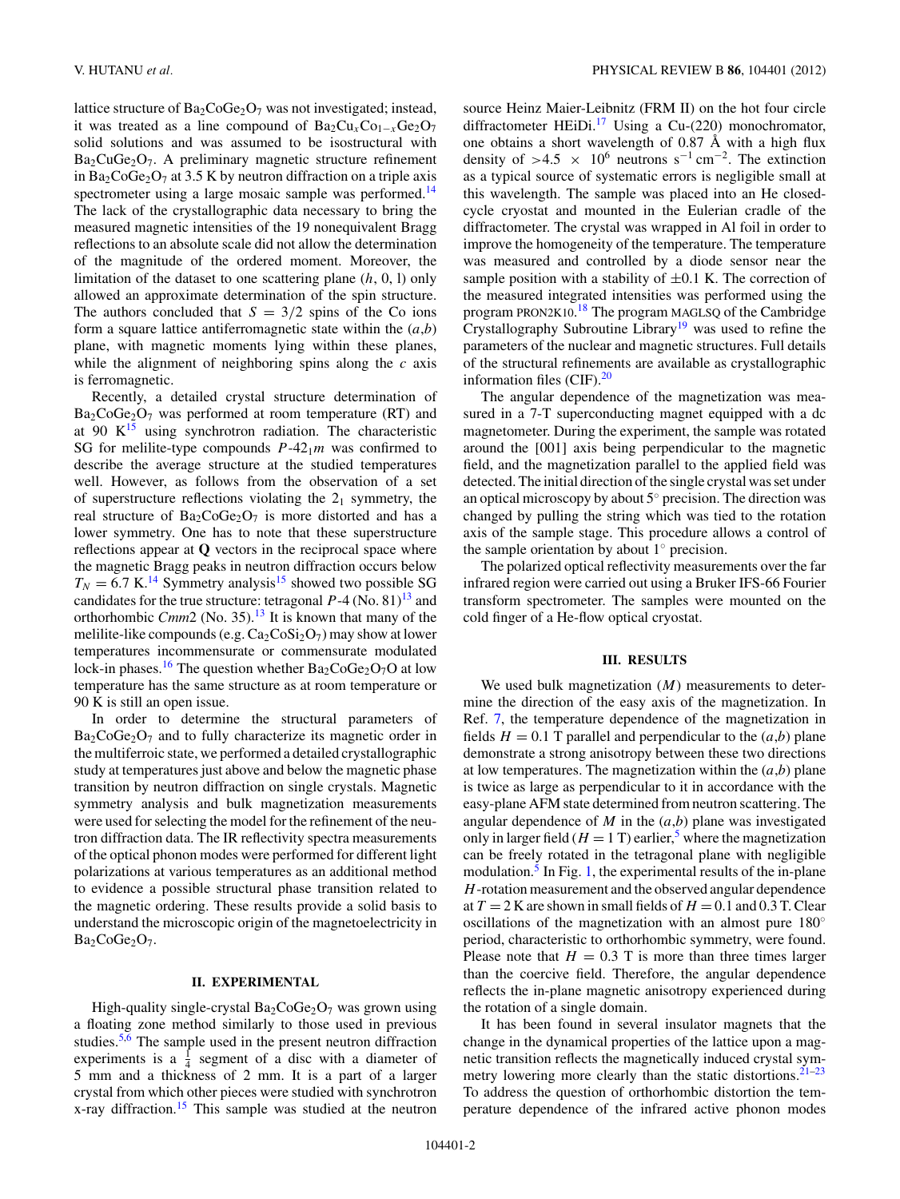lattice structure of $Ba_2CoGe_2O_7$ was not investigated; instead, it was treated as a line compound of $Ba_2Cu_xCo_{1-x}Ge_2O_7$ solid solutions and was assumed to be isostructural with $Ba_2CuGe_2O_7$. A preliminary magnetic structure refinement in $Ba_2CoGe_2O_7$ at 3.5 K by neutron diffraction on a triple axis spectrometer using a large mosaic sample was performed.[14] The lack of the crystallographic data necessary to bring the measured magnetic intensities of the 19 nonequivalent Bragg reflections to an absolute scale did not allow the determination of the magnitude of the ordered moment. Moreover, the limitation of the dataset to one scattering plane ($h$, 0, l) only allowed an approximate determination of the spin structure. The authors concluded that $S = 3/2$ spins of the Co ions form a square lattice antiferromagnetic state within the ($a$,$b$) plane, with magnetic moments lying within these planes, while the alignment of neighboring spins along the $c$ axis is ferromagnetic.

Recently, a detailed crystal structure determination of $Ba_2CoGe_2O_7$ was performed at room temperature (RT) and at 90 K[15] using synchrotron radiation. The characteristic SG for melilite-type compounds $P\text{-}42_1m$ was confirmed to describe the average structure at the studied temperatures well. However, as follows from the observation of a set of superstructure reflections violating the $2_1$ symmetry, the real structure of $Ba_2CoGe_2O_7$ is more distorted and has a lower symmetry. One has to note that these superstructure reflections appear at **Q** vectors in the reciprocal space where the magnetic Bragg peaks in neutron diffraction occurs below $T_N = 6.7$ K.[14] Symmetry analysis[15] showed two possible SG candidates for the true structure: tetragonal $P$-4 (No. 81)[13] and orthorhombic $Cmm2$ (No. 35).[13] It is known that many of the melilite-like compounds (e.g. $Ca_2CoSi_2O_7$) may show at lower temperatures incommensurate or commensurate modulated lock-in phases.[16] The question whether $Ba_2CoGe_2O_7O$ at low temperature has the same structure as at room temperature or 90 K is still an open issue.

In order to determine the structural parameters of $Ba_2CoGe_2O_7$ and to fully characterize its magnetic order in the multiferroic state, we performed a detailed crystallographic study at temperatures just above and below the magnetic phase transition by neutron diffraction on single crystals. Magnetic symmetry analysis and bulk magnetization measurements were used for selecting the model for the refinement of the neutron diffraction data. The IR reflectivity spectra measurements of the optical phonon modes were performed for different light polarizations at various temperatures as an additional method to evidence a possible structural phase transition related to the magnetic ordering. These results provide a solid basis to understand the microscopic origin of the magnetoelectricity in $Ba_2CoGe_2O_7$.

## II. EXPERIMENTAL

High-quality single-crystal $Ba_2CoGe_2O_7$ was grown using a floating zone method similarly to those used in previous studies.[5,6] The sample used in the present neutron diffraction experiments is a $\frac{1}{4}$ segment of a disc with a diameter of 5 mm and a thickness of 2 mm. It is a part of a larger crystal from which other pieces were studied with synchrotron x-ray diffraction.[15] This sample was studied at the neutron source Heinz Maier-Leibnitz (FRM II) on the hot four circle diffractometer HEiDi.[17] Using a Cu-(220) monochromator, one obtains a short wavelength of 0.87 Å with a high flux density of $>4.5 \times 10^6$ neutrons $s^{-1}$ $cm^{-2}$. The extinction as a typical source of systematic errors is negligible small at this wavelength. The sample was placed into an He closed-cycle cryostat and mounted in the Eulerian cradle of the diffractometer. The crystal was wrapped in Al foil in order to improve the homogeneity of the temperature. The temperature was measured and controlled by a diode sensor near the sample position with a stability of $\pm 0.1$ K. The correction of the measured integrated intensities was performed using the program PRON2K10.[18] The program MAGLSQ of the Cambridge Crystallography Subroutine Library[19] was used to refine the parameters of the nuclear and magnetic structures. Full details of the structural refinements are available as crystallographic information files (CIF).[20]

The angular dependence of the magnetization was measured in a 7-T superconducting magnet equipped with a dc magnetometer. During the experiment, the sample was rotated around the [001] axis being perpendicular to the magnetic field, and the magnetization parallel to the applied field was detected. The initial direction of the single crystal was set under an optical microscopy by about 5° precision. The direction was changed by pulling the string which was tied to the rotation axis of the sample stage. This procedure allows a control of the sample orientation by about 1° precision.

The polarized optical reflectivity measurements over the far infrared region were carried out using a Bruker IFS-66 Fourier transform spectrometer. The samples were mounted on the cold finger of a He-flow optical cryostat.

## III. RESULTS

We used bulk magnetization ($M$) measurements to determine the direction of the easy axis of the magnetization. In Ref. 7, the temperature dependence of the magnetization in fields $H = 0.1$ T parallel and perpendicular to the ($a$,$b$) plane demonstrate a strong anisotropy between these two directions at low temperatures. The magnetization within the ($a$,$b$) plane is twice as large as perpendicular to it in accordance with the easy-plane AFM state determined from neutron scattering. The angular dependence of $M$ in the ($a$,$b$) plane was investigated only in larger field ($H = 1$ T) earlier,[5] where the magnetization can be freely rotated in the tetragonal plane with negligible modulation.[5] In Fig. 1, the experimental results of the in-plane $H$-rotation measurement and the observed angular dependence at $T = 2$ K are shown in small fields of $H = 0.1$ and 0.3 T. Clear oscillations of the magnetization with an almost pure 180° period, characteristic to orthorhombic symmetry, were found. Please note that $H = 0.3$ T is more than three times larger than the coercive field. Therefore, the angular dependence reflects the in-plane magnetic anisotropy experienced during the rotation of a single domain.

It has been found in several insulator magnets that the change in the dynamical properties of the lattice upon a magnetic transition reflects the magnetically induced crystal symmetry lowering more clearly than the static distortions.[21–23] To address the question of orthorhombic distortion the temperature dependence of the infrared active phonon modes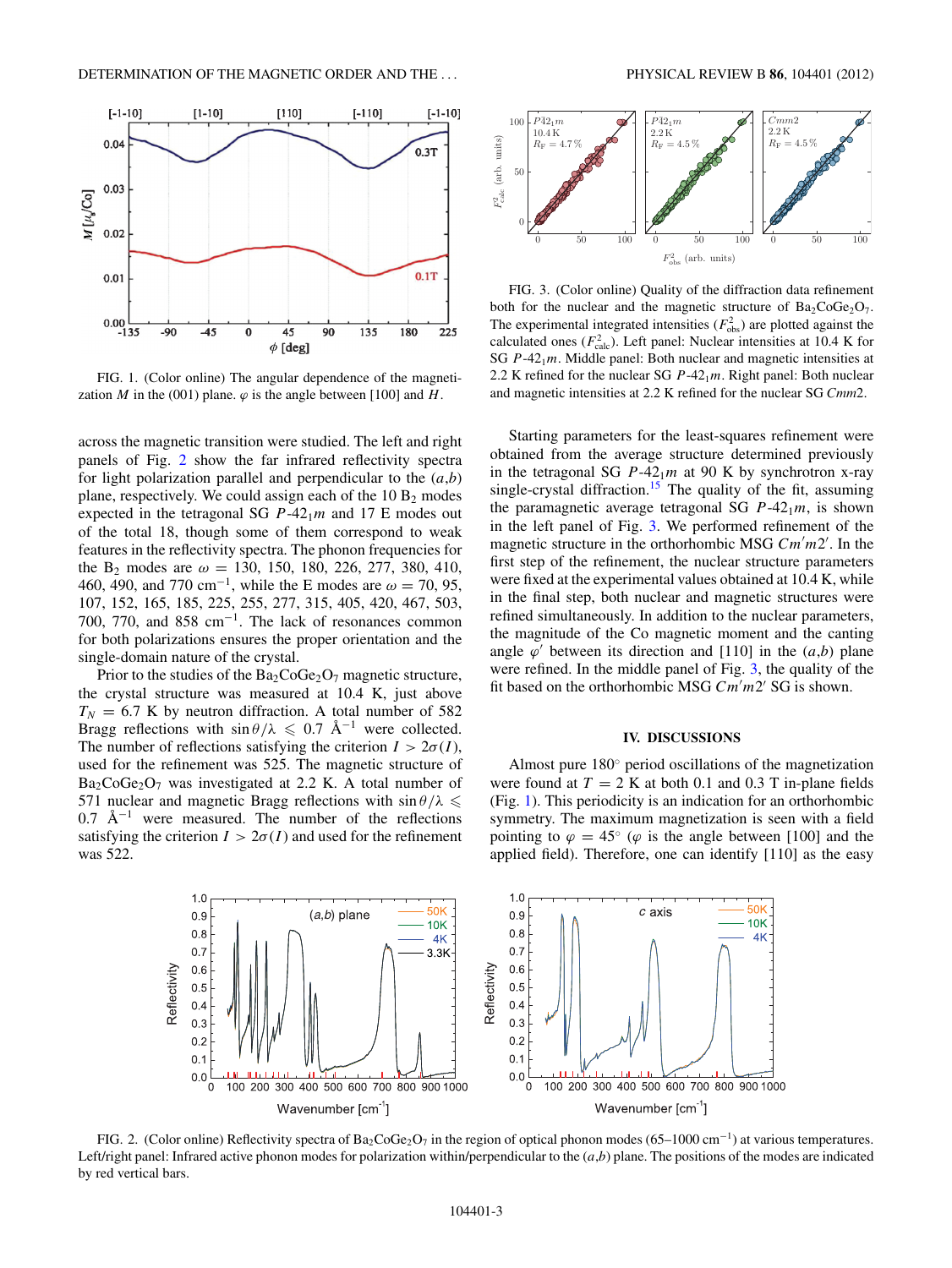FIG. 1. (Color online) The angular dependence of the magnetization $M$ in the (001) plane. $\varphi$ is the angle between [100] and $H$.

across the magnetic transition were studied. The left and right panels of Fig. 2 show the far infrared reflectivity spectra for light polarization parallel and perpendicular to the $(a,b)$ plane, respectively. We could assign each of the 10 $B_2$ modes expected in the tetragonal SG $P$-$42_1m$ and 17 E modes out of the total 18, though some of them correspond to weak features in the reflectivity spectra. The phonon frequencies for the $B_2$ modes are $\omega = 130$, 150, 180, 226, 277, 380, 410, 460, 490, and 770 $\text{cm}^{-1}$, while the E modes are $\omega = 70$, 95, 107, 152, 165, 185, 225, 255, 277, 315, 405, 420, 467, 503, 700, 770, and 858 $\text{cm}^{-1}$. The lack of resonances common for both polarizations ensures the proper orientation and the single-domain nature of the crystal.

Prior to the studies of the $Ba_2CoGe_2O_7$ magnetic structure, the crystal structure was measured at 10.4 K, just above $T_N = 6.7$ K by neutron diffraction. A total number of 582 Bragg reflections with $\sin\theta/\lambda \leqslant 0.7$ Å$^{-1}$ were collected. The number of reflections satisfying the criterion $I > 2\sigma(I)$, used for the refinement was 525. The magnetic structure of $Ba_2CoGe_2O_7$ was investigated at 2.2 K. A total number of 571 nuclear and magnetic Bragg reflections with $\sin\theta/\lambda \leqslant 0.7$ Å$^{-1}$ were measured. The number of the reflections satisfying the criterion $I > 2\sigma(I)$ and used for the refinement was 522.

FIG. 3. (Color online) Quality of the diffraction data refinement both for the nuclear and the magnetic structure of $Ba_2CoGe_2O_7$. The experimental integrated intensities ($F^2_{\text{obs}}$) are plotted against the calculated ones ($F^2_{\text{calc}}$). Left panel: Nuclear intensities at 10.4 K for SG $P$-$42_1m$. Middle panel: Both nuclear and magnetic intensities at 2.2 K refined for the nuclear SG $P$-$42_1m$. Right panel: Both nuclear and magnetic intensities at 2.2 K refined for the nuclear SG $Cmm2$.

Starting parameters for the least-squares refinement were obtained from the average structure determined previously in the tetragonal SG $P$-$42_1m$ at 90 K by synchrotron x-ray single-crystal diffraction.[15] The quality of the fit, assuming the paramagnetic average tetragonal SG $P$-$42_1m$, is shown in the left panel of Fig. 3. We performed refinement of the magnetic structure in the orthorhombic MSG $Cm'm2'$. In the first step of the refinement, the nuclear structure parameters were fixed at the experimental values obtained at 10.4 K, while in the final step, both nuclear and magnetic structures were refined simultaneously. In addition to the nuclear parameters, the magnitude of the Co magnetic moment and the canting angle $\varphi'$ between its direction and [110] in the $(a,b)$ plane were refined. In the middle panel of Fig. 3, the quality of the fit based on the orthorhombic MSG $Cm'm2'$ SG is shown.

## IV. DISCUSSIONS

Almost pure 180° period oscillations of the magnetization were found at $T = 2$ K at both 0.1 and 0.3 T in-plane fields (Fig. 1). This periodicity is an indication for an orthorhombic symmetry. The maximum magnetization is seen with a field pointing to $\varphi = 45°$ ($\varphi$ is the angle between [100] and the applied field). Therefore, one can identify [110] as the easy

FIG. 2. (Color online) Reflectivity spectra of $Ba_2CoGe_2O_7$ in the region of optical phonon modes (65–1000 $\text{cm}^{-1}$) at various temperatures. Left/right panel: Infrared active phonon modes for polarization within/perpendicular to the $(a,b)$ plane. The positions of the modes are indicated by red vertical bars.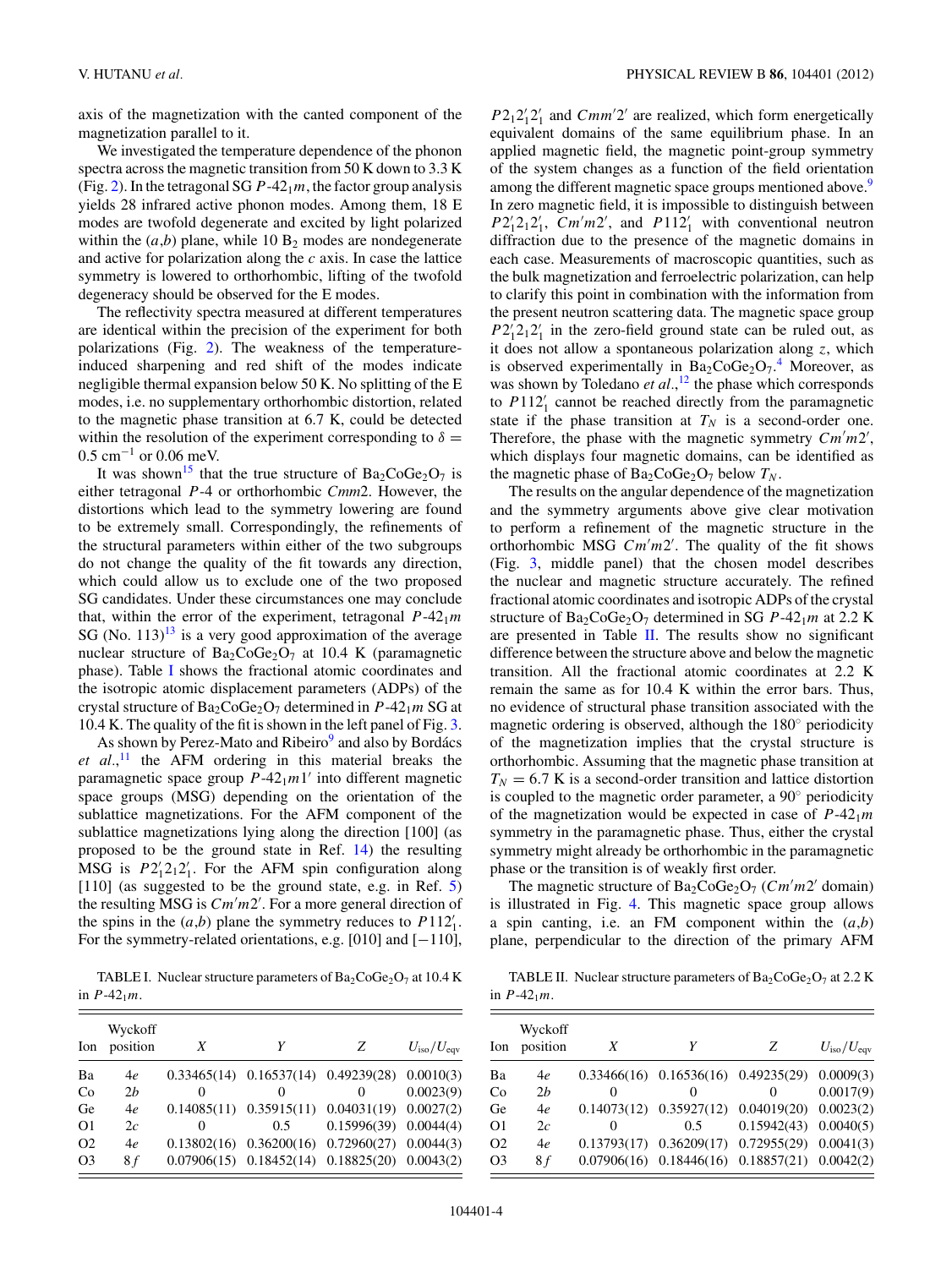axis of the magnetization with the canted component of the magnetization parallel to it.

We investigated the temperature dependence of the phonon spectra across the magnetic transition from 50 K down to 3.3 K (Fig. 2). In the tetragonal SG $P\text{-}42_1m$, the factor group analysis yields 28 infrared active phonon modes. Among them, 18 E modes are twofold degenerate and excited by light polarized within the $(a,b)$ plane, while 10 $B_2$ modes are nondegenerate and active for polarization along the $c$ axis. In case the lattice symmetry is lowered to orthorhombic, lifting of the twofold degeneracy should be observed for the E modes.

The reflectivity spectra measured at different temperatures are identical within the precision of the experiment for both polarizations (Fig. 2). The weakness of the temperature-induced sharpening and red shift of the modes indicate negligible thermal expansion below 50 K. No splitting of the E modes, i.e. no supplementary orthorhombic distortion, related to the magnetic phase transition at 6.7 K, could be detected within the resolution of the experiment corresponding to $\delta = 0.5\ \text{cm}^{-1}$ or 0.06 meV.

It was shown[15] that the true structure of $Ba_2CoGe_2O_7$ is either tetragonal $P\text{-}4$ or orthorhombic $Cmm2$. However, the distortions which lead to the symmetry lowering are found to be extremely small. Correspondingly, the refinements of the structural parameters within either of the two subgroups do not change the quality of the fit towards any direction, which could allow us to exclude one of the two proposed SG candidates. Under these circumstances one may conclude that, within the error of the experiment, tetragonal $P\text{-}42_1m$ SG (No. 113)[13] is a very good approximation of the average nuclear structure of $Ba_2CoGe_2O_7$ at 10.4 K (paramagnetic phase). Table I shows the fractional atomic coordinates and the isotropic atomic displacement parameters (ADPs) of the crystal structure of $Ba_2CoGe_2O_7$ determined in $P\text{-}42_1m$ SG at 10.4 K. The quality of the fit is shown in the left panel of Fig. 3.

As shown by Perez-Mato and Ribeiro[9] and also by Bordács *et al.*,[11] the AFM ordering in this material breaks the paramagnetic space group $P\text{-}42_1m1'$ into different magnetic space groups (MSG) depending on the orientation of the sublattice magnetizations. For the AFM component of the sublattice magnetizations lying along the direction [100] (as proposed to be the ground state in Ref. 14) the resulting MSG is $P2_1'2_12_1'$. For the AFM spin configuration along [110] (as suggested to be the ground state, e.g. in Ref. 5) the resulting MSG is $Cm'm2'$. For a more general direction of the spins in the $(a,b)$ plane the symmetry reduces to $P112_1'$. For the symmetry-related orientations, e.g. [010] and [−110], $P2_12_1'2_1'$ and $Cmm'2'$ are realized, which form energetically equivalent domains of the same equilibrium phase. In an applied magnetic field, the magnetic point-group symmetry of the system changes as a function of the field orientation among the different magnetic space groups mentioned above.[9] In zero magnetic field, it is impossible to distinguish between $P2_1'2_12_1'$, $Cm'm2'$, and $P112_1'$ with conventional neutron diffraction due to the presence of the magnetic domains in each case. Measurements of macroscopic quantities, such as the bulk magnetization and ferroelectric polarization, can help to clarify this point in combination with the information from the present neutron scattering data. The magnetic space group $P2_1'2_12_1'$ in the zero-field ground state can be ruled out, as it does not allow a spontaneous polarization along $z$, which is observed experimentally in $Ba_2CoGe_2O_7$.[4] Moreover, as was shown by Toledano *et al.*,[12] the phase which corresponds to $P112_1'$ cannot be reached directly from the paramagnetic state if the phase transition at $T_N$ is a second-order one. Therefore, the phase with the magnetic symmetry $Cm'm2'$, which displays four magnetic domains, can be identified as the magnetic phase of $Ba_2CoGe_2O_7$ below $T_N$.

The results on the angular dependence of the magnetization and the symmetry arguments above give clear motivation to perform a refinement of the magnetic structure in the orthorhombic MSG $Cm'm2'$. The quality of the fit shows (Fig. 3, middle panel) that the chosen model describes the nuclear and magnetic structure accurately. The refined fractional atomic coordinates and isotropic ADPs of the crystal structure of $Ba_2CoGe_2O_7$ determined in SG $P\text{-}42_1m$ at 2.2 K are presented in Table II. The results show no significant difference between the structure above and below the magnetic transition. All the fractional atomic coordinates at 2.2 K remain the same as for 10.4 K within the error bars. Thus, no evidence of structural phase transition associated with the magnetic ordering is observed, although the 180° periodicity of the magnetization implies that the crystal structure is orthorhombic. Assuming that the magnetic phase transition at $T_N = 6.7$ K is a second-order transition and lattice distortion is coupled to the magnetic order parameter, a 90° periodicity of the magnetization would be expected in case of $P\text{-}42_1m$ symmetry in the paramagnetic phase. Thus, either the crystal symmetry might already be orthorhombic in the paramagnetic phase or the transition is of weakly first order.

The magnetic structure of $Ba_2CoGe_2O_7$ ($Cm'm2'$ domain) is illustrated in Fig. 4. This magnetic space group allows a spin canting, i.e. an FM component within the $(a,b)$ plane, perpendicular to the direction of the primary AFM

TABLE I. Nuclear structure parameters of $Ba_2CoGe_2O_7$ at 10.4 K in $P\text{-}42_1m$.

| Ion | Wyckoff position | $X$ | $Y$ | $Z$ | $U_{iso}/U_{eqv}$ |
|---|---|---|---|---|---|
| Ba | 4*e* | 0.33465(14) | 0.16537(14) | 0.49239(28) | 0.0010(3) |
| Co | 2*b* | 0 | 0 | 0 | 0.0023(9) |
| Ge | 4*e* | 0.14085(11) | 0.35915(11) | 0.04031(19) | 0.0027(2) |
| O1 | 2*c* | 0 | 0.5 | 0.15996(39) | 0.0044(4) |
| O2 | 4*e* | 0.13802(16) | 0.36200(16) | 0.72960(27) | 0.0044(3) |
| O3 | 8*f* | 0.07906(15) | 0.18452(14) | 0.18825(20) | 0.0043(2) |

TABLE II. Nuclear structure parameters of $Ba_2CoGe_2O_7$ at 2.2 K in $P\text{-}42_1m$.

| Ion | Wyckoff position | $X$ | $Y$ | $Z$ | $U_{iso}/U_{eqv}$ |
|---|---|---|---|---|---|
| Ba | 4*e* | 0.33466(16) | 0.16536(16) | 0.49235(29) | 0.0009(3) |
| Co | 2*b* | 0 | 0 | 0 | 0.0017(9) |
| Ge | 4*e* | 0.14073(12) | 0.35927(12) | 0.04019(20) | 0.0023(2) |
| O1 | 2*c* | 0 | 0.5 | 0.15942(43) | 0.0040(5) |
| O2 | 4*e* | 0.13793(17) | 0.36209(17) | 0.72955(29) | 0.0041(3) |
| O3 | 8*f* | 0.07906(16) | 0.18446(16) | 0.18857(21) | 0.0042(2) |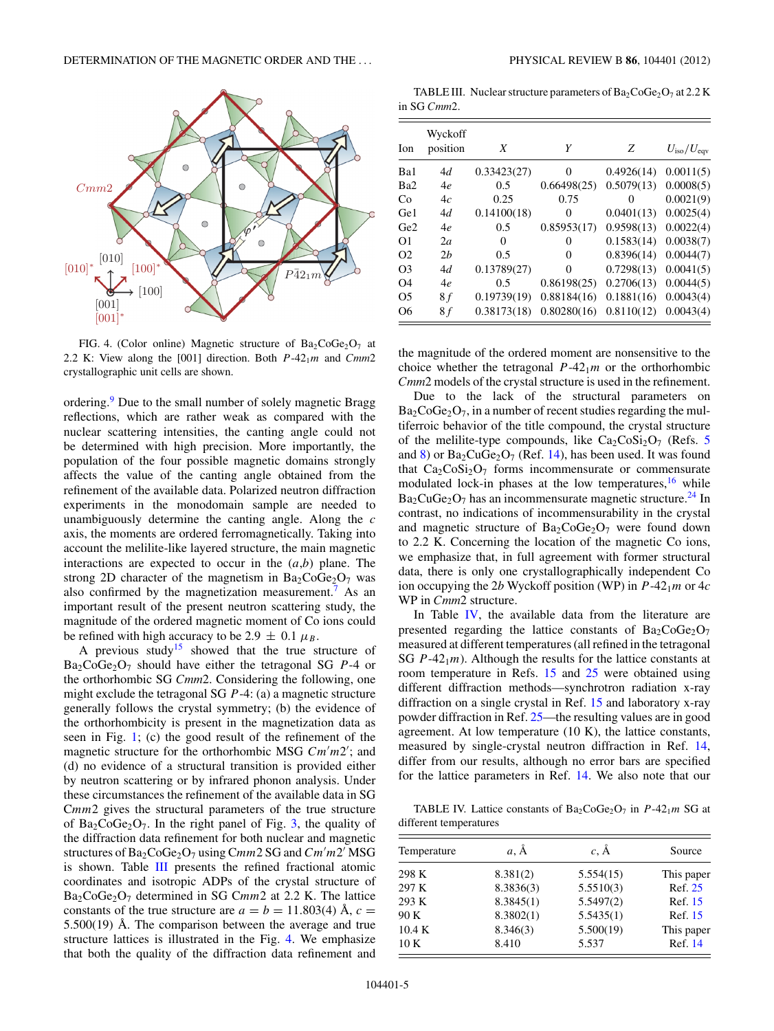FIG. 4. (Color online) Magnetic structure of $Ba_2CoGe_2O_7$ at 2.2 K: View along the [001] direction. Both $P\text{-}42_1m$ and $Cmm2$ crystallographic unit cells are shown.

ordering.[9] Due to the small number of solely magnetic Bragg reflections, which are rather weak as compared with the nuclear scattering intensities, the canting angle could not be determined with high precision. More importantly, the population of the four possible magnetic domains strongly affects the value of the canting angle obtained from the refinement of the available data. Polarized neutron diffraction experiments in the monodomain sample are needed to unambiguously determine the canting angle. Along the $c$ axis, the moments are ordered ferromagnetically. Taking into account the melilite-like layered structure, the main magnetic interactions are expected to occur in the ($a$,$b$) plane. The strong 2D character of the magnetism in $Ba_2CoGe_2O_7$ was also confirmed by the magnetization measurement.[7] As an important result of the present neutron scattering study, the magnitude of the ordered magnetic moment of Co ions could be refined with high accuracy to be $2.9 \pm 0.1\ \mu_B$.

A previous study[15] showed that the true structure of $Ba_2CoGe_2O_7$ should have either the tetragonal SG $P\text{-}4$ or the orthorhombic SG $Cmm2$. Considering the following, one might exclude the tetragonal SG $P\text{-}4$: (a) a magnetic structure generally follows the crystal symmetry; (b) the evidence of the orthorhombicity is present in the magnetization data as seen in Fig. 1; (c) the good result of the refinement of the magnetic structure for the orthorhombic MSG $Cm'm2'$; and (d) no evidence of a structural transition is provided either by neutron scattering or by infrared phonon analysis. Under these circumstances the refinement of the available data in SG $Cmm2$ gives the structural parameters of the true structure of $Ba_2CoGe_2O_7$. In the right panel of Fig. 3, the quality of the diffraction data refinement for both nuclear and magnetic structures of $Ba_2CoGe_2O_7$ using $Cmm2$ SG and $Cm'm2'$ MSG is shown. Table III presents the refined fractional atomic coordinates and isotropic ADPs of the crystal structure of $Ba_2CoGe_2O_7$ determined in SG $Cmm2$ at 2.2 K. The lattice constants of the true structure are $a = b = 11.803(4)$ Å, $c = 5.500(19)$ Å. The comparison between the average and true structure lattices is illustrated in the Fig. 4. We emphasize that both the quality of the diffraction data refinement and the magnitude of the ordered moment are nonsensitive to the choice whether the tetragonal $P\text{-}42_1m$ or the orthorhombic $Cmm2$ models of the crystal structure is used in the refinement.

TABLE III. Nuclear structure parameters of $Ba_2CoGe_2O_7$ at 2.2 K in SG $Cmm2$.

| Ion | Wyckoff position | $X$ | $Y$ | $Z$ | $U_{iso}/U_{eqv}$ |
|---|---|---|---|---|---|
| Ba1 | 4$d$ | 0.33423(27) | 0 | 0.4926(14) | 0.0011(5) |
| Ba2 | 4$e$ | 0.5 | 0.66498(25) | 0.5079(13) | 0.0008(5) |
| Co | 4$c$ | 0.25 | 0.75 | 0 | 0.0021(9) |
| Ge1 | 4$d$ | 0.14100(18) | 0 | 0.0401(13) | 0.0025(4) |
| Ge2 | 4$e$ | 0.5 | 0.85953(17) | 0.9598(13) | 0.0022(4) |
| O1 | 2$a$ | 0 | 0 | 0.1583(14) | 0.0038(7) |
| O2 | 2$b$ | 0.5 | 0 | 0.8396(14) | 0.0044(7) |
| O3 | 4$d$ | 0.13789(27) | 0 | 0.7298(13) | 0.0041(5) |
| O4 | 4$e$ | 0.5 | 0.86198(25) | 0.2706(13) | 0.0044(5) |
| O5 | 8$f$ | 0.19739(19) | 0.88184(16) | 0.1881(16) | 0.0043(4) |
| O6 | 8$f$ | 0.38173(18) | 0.80280(16) | 0.8110(12) | 0.0043(4) |

Due to the lack of the structural parameters on $Ba_2CoGe_2O_7$, in a number of recent studies regarding the multiferroic behavior of the title compound, the crystal structure of the melilite-type compounds, like $Ca_2CoSi_2O_7$ (Refs. 5 and 8) or $Ba_2CuGe_2O_7$ (Ref. 14), has been used. It was found that $Ca_2CoSi_2O_7$ forms incommensurate or commensurate modulated lock-in phases at the low temperatures,[16] while $Ba_2CuGe_2O_7$ has an incommensurate magnetic structure.[24] In contrast, no indications of incommensurability in the crystal and magnetic structure of $Ba_2CoGe_2O_7$ were found down to 2.2 K. Concerning the location of the magnetic Co ions, we emphasize that, in full agreement with former structural data, there is only one crystallographically independent Co ion occupying the 2$b$ Wyckoff position (WP) in $P\text{-}42_1m$ or 4$c$ WP in $Cmm2$ structure.

In Table IV, the available data from the literature are presented regarding the lattice constants of $Ba_2CoGe_2O_7$ measured at different temperatures (all refined in the tetragonal SG $P\text{-}42_1m$). Although the results for the lattice constants at room temperature in Refs. 15 and 25 were obtained using different diffraction methods—synchrotron radiation x-ray diffraction on a single crystal in Ref. 15 and laboratory x-ray powder diffraction in Ref. 25—the resulting values are in good agreement. At low temperature (10 K), the lattice constants, measured by single-crystal neutron diffraction in Ref. 14, differ from our results, although no error bars are specified for the lattice parameters in Ref. 14. We also note that our

TABLE IV. Lattice constants of $Ba_2CoGe_2O_7$ in $P\text{-}42_1m$ SG at different temperatures

| Temperature | $a$, Å | $c$, Å | Source |
|---|---|---|---|
| 298 K | 8.381(2) | 5.554(15) | This paper |
| 297 K | 8.3836(3) | 5.5510(3) | Ref. 25 |
| 293 K | 8.3845(1) | 5.5497(2) | Ref. 15 |
| 90 K | 8.3802(1) | 5.5435(1) | Ref. 15 |
| 10.4 K | 8.346(3) | 5.500(19) | This paper |
| 10 K | 8.410 | 5.537 | Ref. 14 |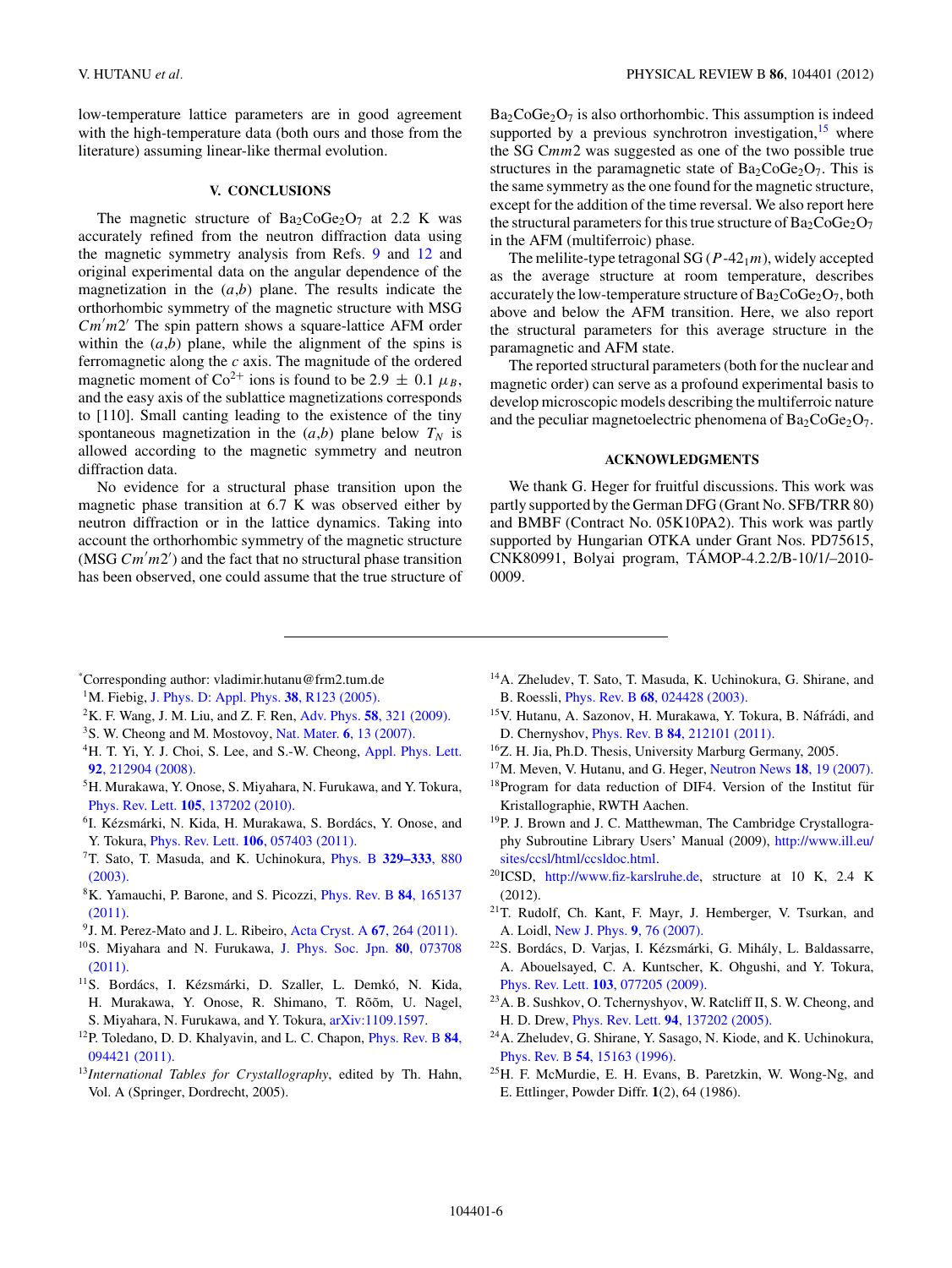low-temperature lattice parameters are in good agreement with the high-temperature data (both ours and those from the literature) assuming linear-like thermal evolution.

## V. CONCLUSIONS

The magnetic structure of $Ba_2CoGe_2O_7$ at 2.2 K was accurately refined from the neutron diffraction data using the magnetic symmetry analysis from Refs. 9 and 12 and original experimental data on the angular dependence of the magnetization in the $(a,b)$ plane. The results indicate the orthorhombic symmetry of the magnetic structure with MSG $Cm'm2'$ The spin pattern shows a square-lattice AFM order within the $(a,b)$ plane, while the alignment of the spins is ferromagnetic along the $c$ axis. The magnitude of the ordered magnetic moment of $Co^{2+}$ ions is found to be $2.9 \pm 0.1\ \mu_B$, and the easy axis of the sublattice magnetizations corresponds to [110]. Small canting leading to the existence of the tiny spontaneous magnetization in the $(a,b)$ plane below $T_N$ is allowed according to the magnetic symmetry and neutron diffraction data.

No evidence for a structural phase transition upon the magnetic phase transition at 6.7 K was observed either by neutron diffraction or in the lattice dynamics. Taking into account the orthorhombic symmetry of the magnetic structure (MSG $Cm'm2'$) and the fact that no structural phase transition has been observed, one could assume that the true structure of $Ba_2CoGe_2O_7$ is also orthorhombic. This assumption is indeed supported by a previous synchrotron investigation,[15] where the SG $Cmm2$ was suggested as one of the two possible true structures in the paramagnetic state of $Ba_2CoGe_2O_7$. This is the same symmetry as the one found for the magnetic structure, except for the addition of the time reversal. We also report here the structural parameters for this true structure of $Ba_2CoGe_2O_7$ in the AFM (multiferroic) phase.

The melilite-type tetragonal SG ($P\text{-}42_1m$), widely accepted as the average structure at room temperature, describes accurately the low-temperature structure of $Ba_2CoGe_2O_7$, both above and below the AFM transition. Here, we also report the structural parameters for this average structure in the paramagnetic and AFM state.

The reported structural parameters (both for the nuclear and magnetic order) can serve as a profound experimental basis to develop microscopic models describing the multiferroic nature and the peculiar magnetoelectric phenomena of $Ba_2CoGe_2O_7$.

## ACKNOWLEDGMENTS

We thank G. Heger for fruitful discussions. This work was partly supported by the German DFG (Grant No. SFB/TRR 80) and BMBF (Contract No. 05K10PA2). This work was partly supported by Hungarian OTKA under Grant Nos. PD75615, CNK80991, Bolyai program, TÁMOP-4.2.2/B-10/1/–2010-0009.

---

*Corresponding author: vladimir.hutanu@frm2.tum.de

[1] M. Fiebig, J. Phys. D: Appl. Phys. **38**, R123 (2005).

[2] K. F. Wang, J. M. Liu, and Z. F. Ren, Adv. Phys. **58**, 321 (2009).

[3] S. W. Cheong and M. Mostovoy, Nat. Mater. **6**, 13 (2007).

[4] H. T. Yi, Y. J. Choi, S. Lee, and S.-W. Cheong, Appl. Phys. Lett. **92**, 212904 (2008).

[5] H. Murakawa, Y. Onose, S. Miyahara, N. Furukawa, and Y. Tokura, Phys. Rev. Lett. **105**, 137202 (2010).

[6] I. Kézsmárki, N. Kida, H. Murakawa, S. Bordács, Y. Onose, and Y. Tokura, Phys. Rev. Lett. **106**, 057403 (2011).

[7] T. Sato, T. Masuda, and K. Uchinokura, Phys. B **329–333**, 880 (2003).

[8] K. Yamauchi, P. Barone, and S. Picozzi, Phys. Rev. B **84**, 165137 (2011).

[9] J. M. Perez-Mato and J. L. Ribeiro, Acta Cryst. A **67**, 264 (2011).

[10] S. Miyahara and N. Furukawa, J. Phys. Soc. Jpn. **80**, 073708 (2011).

[11] S. Bordács, I. Kézsmárki, D. Szaller, L. Demkó, N. Kida, H. Murakawa, Y. Onose, R. Shimano, T. Rõõm, U. Nagel, S. Miyahara, N. Furukawa, and Y. Tokura, arXiv:1109.1597.

[12] P. Toledano, D. D. Khalyavin, and L. C. Chapon, Phys. Rev. B **84**, 094421 (2011).

[13] *International Tables for Crystallography*, edited by Th. Hahn, Vol. A (Springer, Dordrecht, 2005).

[14] A. Zheludev, T. Sato, T. Masuda, K. Uchinokura, G. Shirane, and B. Roessli, Phys. Rev. B **68**, 024428 (2003).

[15] V. Hutanu, A. Sazonov, H. Murakawa, Y. Tokura, B. Náfrádi, and D. Chernyshov, Phys. Rev. B **84**, 212101 (2011).

[16] Z. H. Jia, Ph.D. Thesis, University Marburg Germany, 2005.

[17] M. Meven, V. Hutanu, and G. Heger, Neutron News **18**, 19 (2007).

[18] Program for data reduction of DIF4. Version of the Institut für Kristallographie, RWTH Aachen.

[19] P. J. Brown and J. C. Matthewman, The Cambridge Crystallography Subroutine Library Users' Manual (2009), http://www.ill.eu/sites/ccsl/html/ccsldoc.html.

[20] ICSD, http://www.fiz-karslruhe.de, structure at 10 K, 2.4 K (2012).

[21] T. Rudolf, Ch. Kant, F. Mayr, J. Hemberger, V. Tsurkan, and A. Loidl, New J. Phys. **9**, 76 (2007).

[22] S. Bordács, D. Varjas, I. Kézsmárki, G. Mihály, L. Baldassarre, A. Abouelsayed, C. A. Kuntscher, K. Ohgushi, and Y. Tokura, Phys. Rev. Lett. **103**, 077205 (2009).

[23] A. B. Sushkov, O. Tchernyshyov, W. Ratcliff II, S. W. Cheong, and H. D. Drew, Phys. Rev. Lett. **94**, 137202 (2005).

[24] A. Zheludev, G. Shirane, Y. Sasago, N. Kiode, and K. Uchinokura, Phys. Rev. B **54**, 15163 (1996).

[25] H. F. McMurdie, E. H. Evans, B. Paretzkin, W. Wong-Ng, and E. Ettlinger, Powder Diffr. **1**(2), 64 (1986).